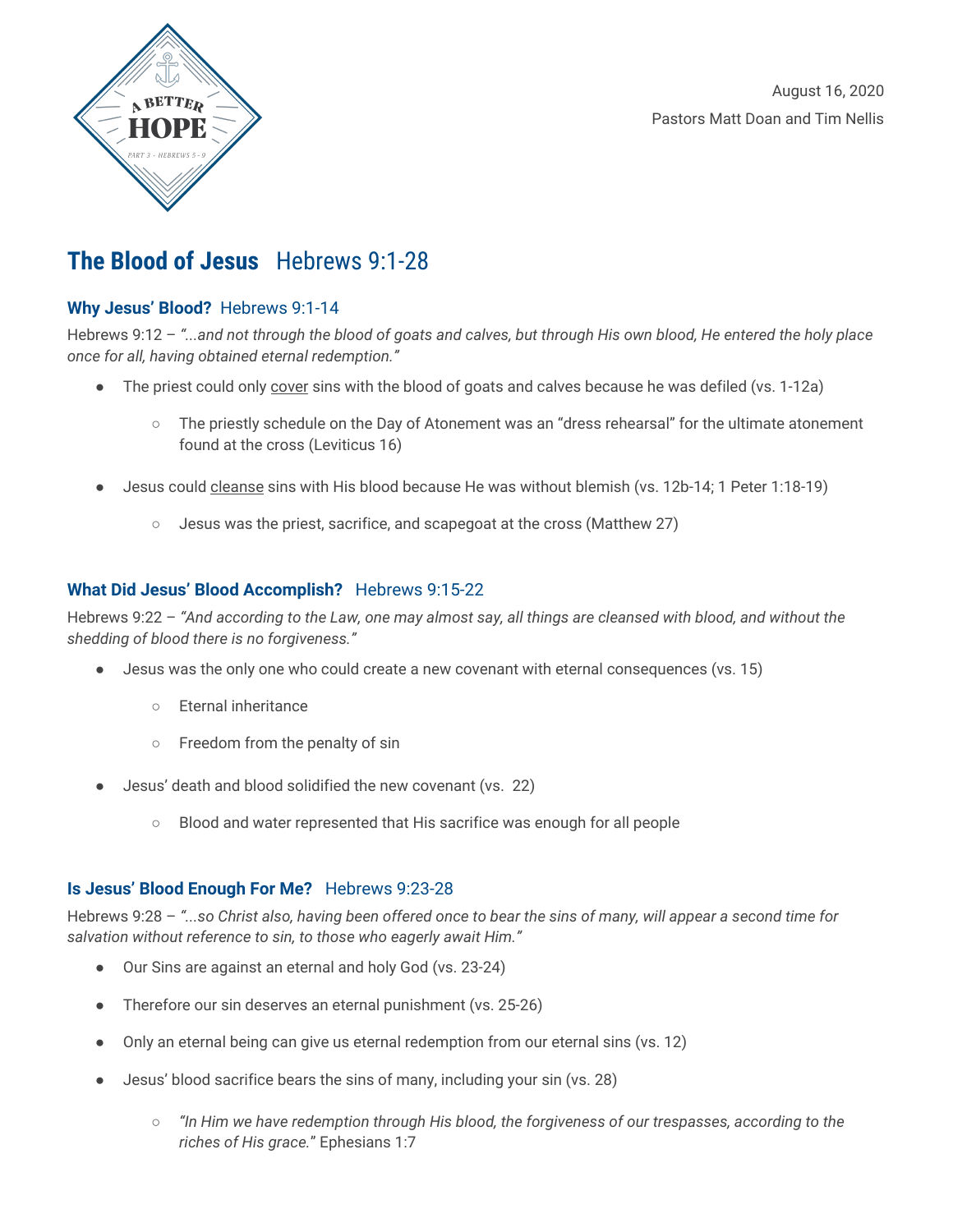A BETTER HOPE
PART 3 · HEBREWS 5 - 9

August 16, 2020

Pastors Matt Doan and Tim Nellis

# The Blood of Jesus Hebrews 9:1-28

## Why Jesus' Blood? Hebrews 9:1-14

Hebrews 9:12 – *"...and not through the blood of goats and calves, but through His own blood, He entered the holy place once for all, having obtained eternal redemption."*

- The priest could only <u>cover</u> sins with the blood of goats and calves because he was defiled (vs. 1-12a)
    - The priestly schedule on the Day of Atonement was an "dress rehearsal" for the ultimate atonement found at the cross (Leviticus 16)
- Jesus could <u>cleanse</u> sins with His blood because He was without blemish (vs. 12b-14; 1 Peter 1:18-19)
    - Jesus was the priest, sacrifice, and scapegoat at the cross (Matthew 27)

## What Did Jesus' Blood Accomplish? Hebrews 9:15-22

Hebrews 9:22 – *"And according to the Law, one may almost say, all things are cleansed with blood, and without the shedding of blood there is no forgiveness."*

- Jesus was the only one who could create a new covenant with eternal consequences (vs. 15)
    - Eternal inheritance
    - Freedom from the penalty of sin
- Jesus' death and blood solidified the new covenant (vs. 22)
    - Blood and water represented that His sacrifice was enough for all people

## Is Jesus' Blood Enough For Me? Hebrews 9:23-28

Hebrews 9:28 – *"...so Christ also, having been offered once to bear the sins of many, will appear a second time for salvation without reference to sin, to those who eagerly await Him."*

- Our Sins are against an eternal and holy God (vs. 23-24)
- Therefore our sin deserves an eternal punishment (vs. 25-26)
- Only an eternal being can give us eternal redemption from our eternal sins (vs. 12)
- Jesus' blood sacrifice bears the sins of many, including your sin (vs. 28)
    - *"In Him we have redemption through His blood, the forgiveness of our trespasses, according to the riches of His grace."* Ephesians 1:7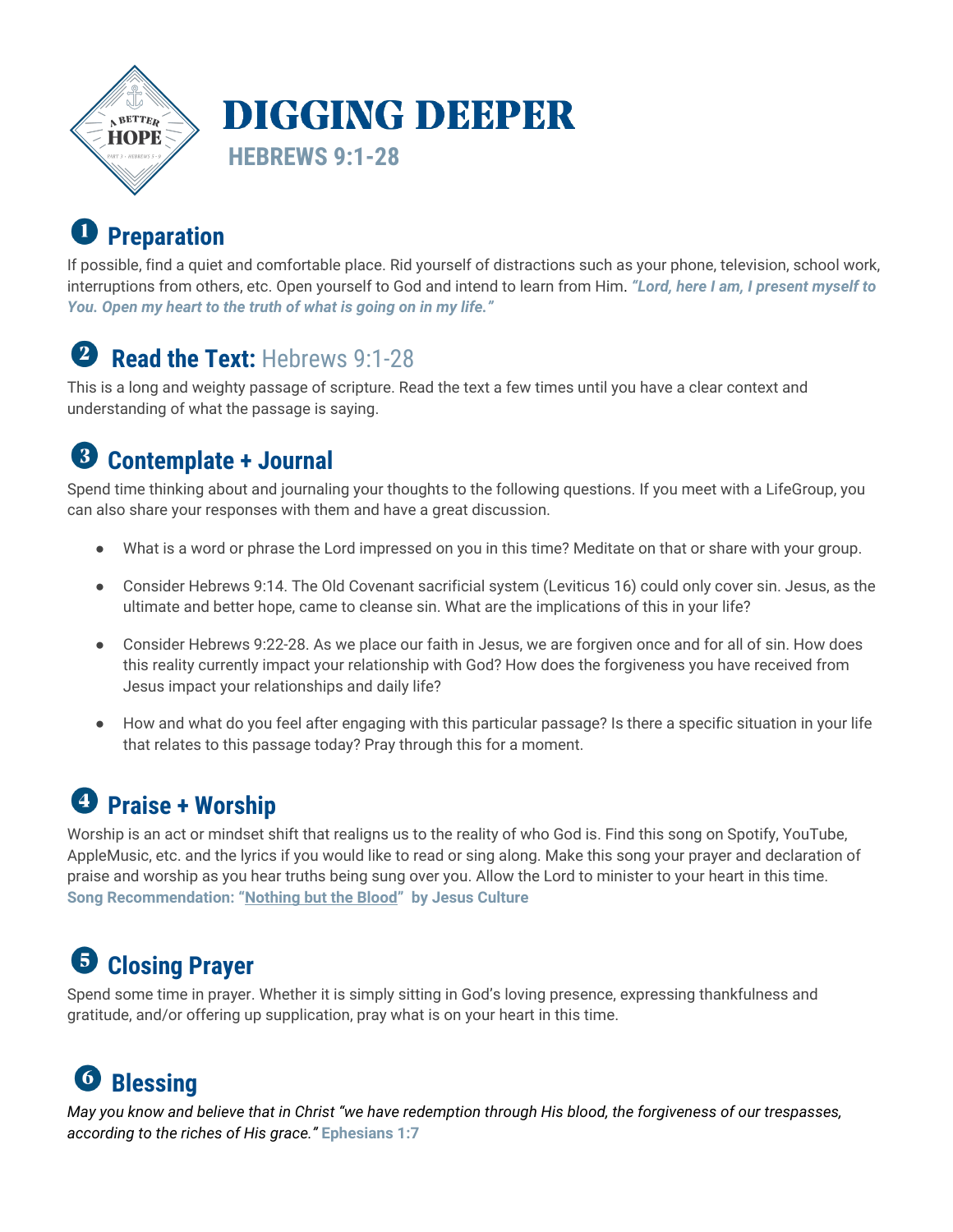# DIGGING DEEPER

**HEBREWS 9:1-28**

## ❶ Preparation

If possible, find a quiet and comfortable place. Rid yourself of distractions such as your phone, television, school work, interruptions from others, etc. Open yourself to God and intend to learn from Him. ***"Lord, here I am, I present myself to You. Open my heart to the truth of what is going on in my life."***

## ❷ Read the Text: Hebrews 9:1-28

This is a long and weighty passage of scripture. Read the text a few times until you have a clear context and understanding of what the passage is saying.

## ❸ Contemplate + Journal

Spend time thinking about and journaling your thoughts to the following questions. If you meet with a LifeGroup, you can also share your responses with them and have a great discussion.

- What is a word or phrase the Lord impressed on you in this time? Meditate on that or share with your group.
- Consider Hebrews 9:14. The Old Covenant sacrificial system (Leviticus 16) could only cover sin. Jesus, as the ultimate and better hope, came to cleanse sin. What are the implications of this in your life?
- Consider Hebrews 9:22-28. As we place our faith in Jesus, we are forgiven once and for all of sin. How does this reality currently impact your relationship with God? How does the forgiveness you have received from Jesus impact your relationships and daily life?
- How and what do you feel after engaging with this particular passage? Is there a specific situation in your life that relates to this passage today? Pray through this for a moment.

## ❹ Praise + Worship

Worship is an act or mindset shift that realigns us to the reality of who God is. Find this song on Spotify, YouTube, AppleMusic, etc. and the lyrics if you would like to read or sing along. Make this song your prayer and declaration of praise and worship as you hear truths being sung over you. Allow the Lord to minister to your heart in this time.
**Song Recommendation: "Nothing but the Blood" by Jesus Culture**

## ❺ Closing Prayer

Spend some time in prayer. Whether it is simply sitting in God's loving presence, expressing thankfulness and gratitude, and/or offering up supplication, pray what is on your heart in this time.

## ❻ Blessing

*May you know and believe that in Christ "we have redemption through His blood, the forgiveness of our trespasses, according to the riches of His grace."* **Ephesians 1:7**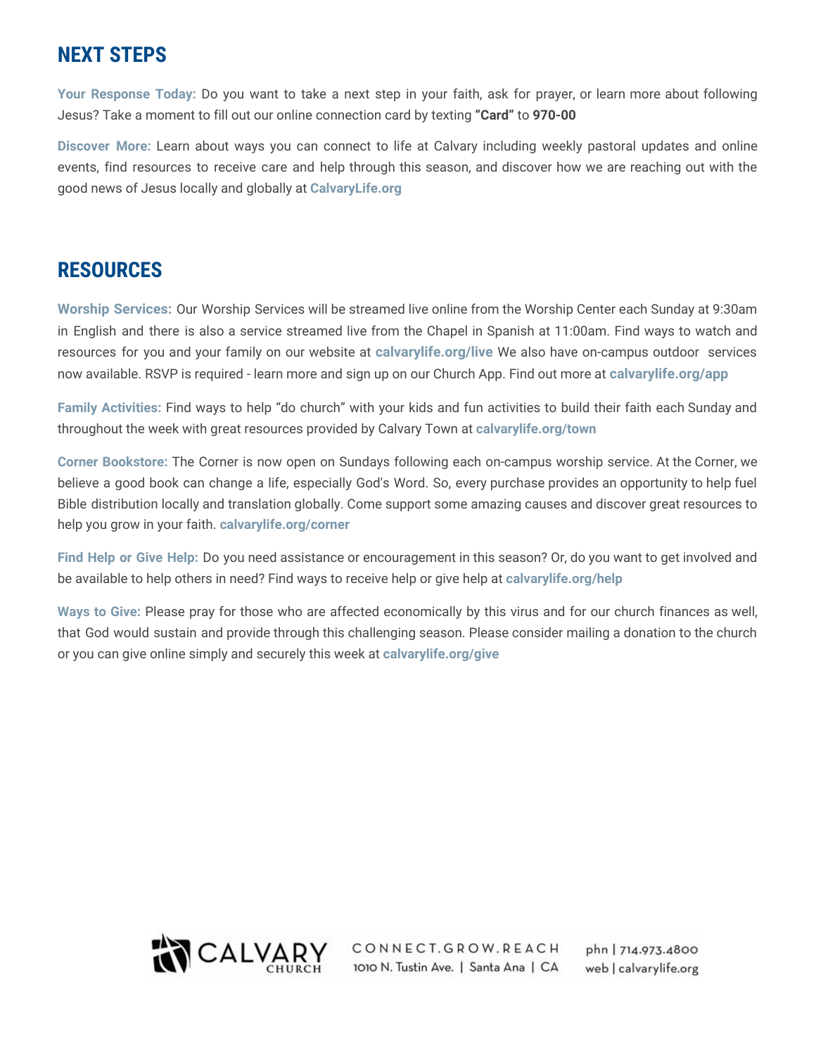## NEXT STEPS

**Your Response Today:** Do you want to take a next step in your faith, ask for prayer, or learn more about following Jesus? Take a moment to fill out our online connection card by texting **"Card"** to **970-00**

**Discover More:** Learn about ways you can connect to life at Calvary including weekly pastoral updates and online events, find resources to receive care and help through this season, and discover how we are reaching out with the good news of Jesus locally and globally at **CalvaryLife.org**

## RESOURCES

**Worship Services:** Our Worship Services will be streamed live online from the Worship Center each Sunday at 9:30am in English and there is also a service streamed live from the Chapel in Spanish at 11:00am. Find ways to watch and resources for you and your family on our website at **calvarylife.org/live** We also have on-campus outdoor services now available. RSVP is required - learn more and sign up on our Church App. Find out more at **calvarylife.org/app**

**Family Activities:** Find ways to help "do church" with your kids and fun activities to build their faith each Sunday and throughout the week with great resources provided by Calvary Town at **calvarylife.org/town**

**Corner Bookstore:** The Corner is now open on Sundays following each on-campus worship service. At the Corner, we believe a good book can change a life, especially God's Word. So, every purchase provides an opportunity to help fuel Bible distribution locally and translation globally. Come support some amazing causes and discover great resources to help you grow in your faith. **calvarylife.org/corner**

**Find Help or Give Help:** Do you need assistance or encouragement in this season? Or, do you want to get involved and be available to help others in need? Find ways to receive help or give help at **calvarylife.org/help**

**Ways to Give:** Please pray for those who are affected economically by this virus and for our church finances as well, that God would sustain and provide through this challenging season. Please consider mailing a donation to the church or you can give online simply and securely this week at **calvarylife.org/give**

CALVARY CHURCH

CONNECT.GROW.REACH
1010 N. Tustin Ave. | Santa Ana | CA

phn | 714.973.4800
web | calvarylife.org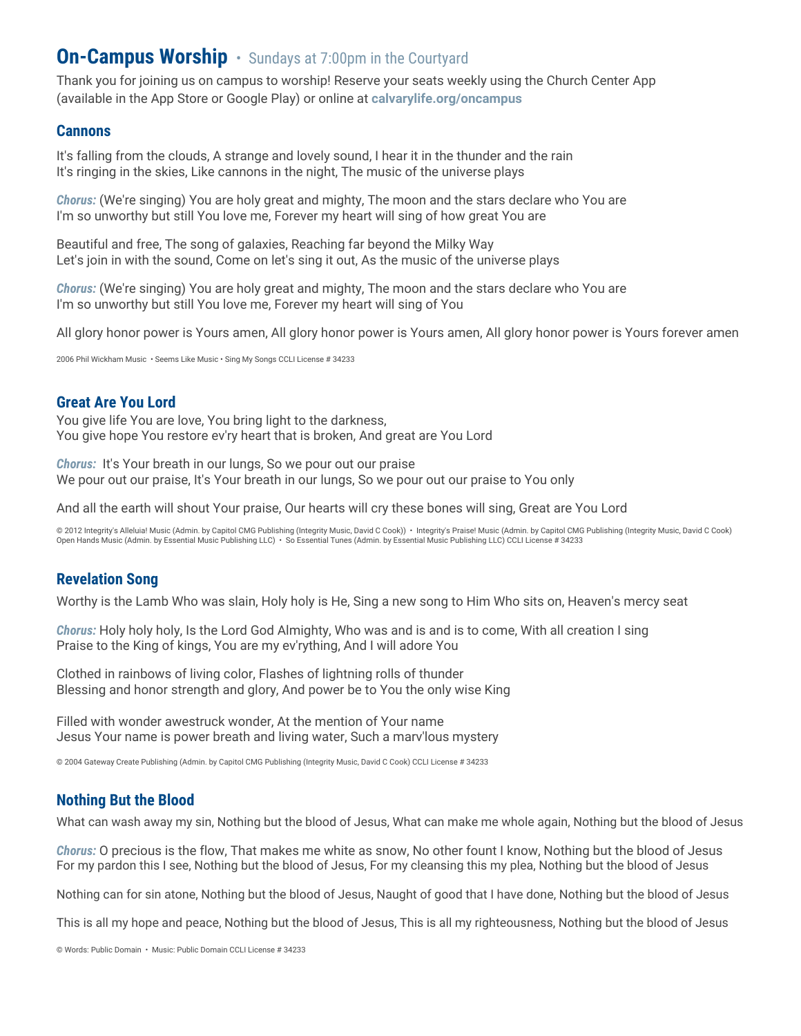# On-Campus Worship • Sundays at 7:00pm in the Courtyard

Thank you for joining us on campus to worship! Reserve your seats weekly using the Church Center App (available in the App Store or Google Play) or online at **calvarylife.org/oncampus**

## Cannons

It's falling from the clouds, A strange and lovely sound, I hear it in the thunder and the rain
It's ringing in the skies, Like cannons in the night, The music of the universe plays

***Chorus:*** (We're singing) You are holy great and mighty, The moon and the stars declare who You are
I'm so unworthy but still You love me, Forever my heart will sing of how great You are

Beautiful and free, The song of galaxies, Reaching far beyond the Milky Way
Let's join in with the sound, Come on let's sing it out, As the music of the universe plays

***Chorus:*** (We're singing) You are holy great and mighty, The moon and the stars declare who You are
I'm so unworthy but still You love me, Forever my heart will sing of You

All glory honor power is Yours amen, All glory honor power is Yours amen, All glory honor power is Yours forever amen

2006 Phil Wickham Music • Seems Like Music • Sing My Songs CCLI License # 34233

## Great Are You Lord

You give life You are love, You bring light to the darkness,
You give hope You restore ev'ry heart that is broken, And great are You Lord

***Chorus:*** It's Your breath in our lungs, So we pour out our praise
We pour out our praise, It's Your breath in our lungs, So we pour out our praise to You only

And all the earth will shout Your praise, Our hearts will cry these bones will sing, Great are You Lord

© 2012 Integrity's Alleluia! Music (Admin. by Capitol CMG Publishing (Integrity Music, David C Cook)) • Integrity's Praise! Music (Admin. by Capitol CMG Publishing (Integrity Music, David C Cook)) Open Hands Music (Admin. by Essential Music Publishing LLC) • So Essential Tunes (Admin. by Essential Music Publishing LLC) CCLI License # 34233

## Revelation Song

Worthy is the Lamb Who was slain, Holy holy is He, Sing a new song to Him Who sits on, Heaven's mercy seat

***Chorus:*** Holy holy holy, Is the Lord God Almighty, Who was and is and is to come, With all creation I sing
Praise to the King of kings, You are my ev'rything, And I will adore You

Clothed in rainbows of living color, Flashes of lightning rolls of thunder
Blessing and honor strength and glory, And power be to You the only wise King

Filled with wonder awestruck wonder, At the mention of Your name
Jesus Your name is power breath and living water, Such a marv'lous mystery

© 2004 Gateway Create Publishing (Admin. by Capitol CMG Publishing (Integrity Music, David C Cook) CCLI License # 34233

## Nothing But the Blood

What can wash away my sin, Nothing but the blood of Jesus, What can make me whole again, Nothing but the blood of Jesus

***Chorus:*** O precious is the flow, That makes me white as snow, No other fount I know, Nothing but the blood of Jesus
For my pardon this I see, Nothing but the blood of Jesus, For my cleansing this my plea, Nothing but the blood of Jesus

Nothing can for sin atone, Nothing but the blood of Jesus, Naught of good that I have done, Nothing but the blood of Jesus

This is all my hope and peace, Nothing but the blood of Jesus, This is all my righteousness, Nothing but the blood of Jesus

© Words: Public Domain • Music: Public Domain CCLI License # 34233